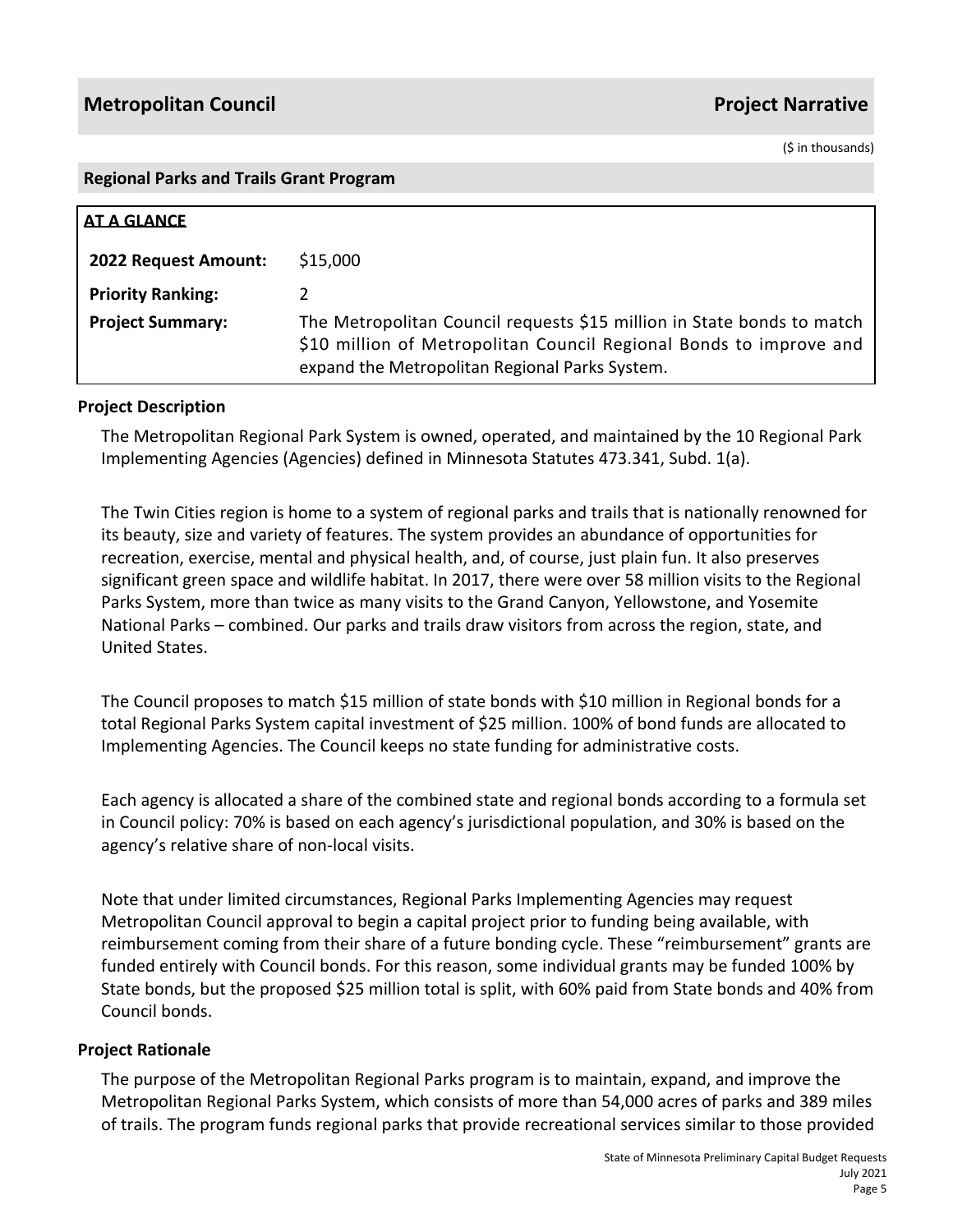## Metropolitan Council — Project Narrative

($ in thousands)

### Regional Parks and Trails Grant Program

**AT A GLANCE**

| | |
|---|---|
| **2022 Request Amount:** | $15,000 |
| **Priority Ranking:** | 2 |
| **Project Summary:** | The Metropolitan Council requests $15 million in State bonds to match $10 million of Metropolitan Council Regional Bonds to improve and expand the Metropolitan Regional Parks System. |

### Project Description

The Metropolitan Regional Park System is owned, operated, and maintained by the 10 Regional Park Implementing Agencies (Agencies) defined in Minnesota Statutes 473.341, Subd. 1(a).

The Twin Cities region is home to a system of regional parks and trails that is nationally renowned for its beauty, size and variety of features. The system provides an abundance of opportunities for recreation, exercise, mental and physical health, and, of course, just plain fun. It also preserves significant green space and wildlife habitat. In 2017, there were over 58 million visits to the Regional Parks System, more than twice as many visits to the Grand Canyon, Yellowstone, and Yosemite National Parks – combined. Our parks and trails draw visitors from across the region, state, and United States.

The Council proposes to match $15 million of state bonds with $10 million in Regional bonds for a total Regional Parks System capital investment of $25 million. 100% of bond funds are allocated to Implementing Agencies. The Council keeps no state funding for administrative costs.

Each agency is allocated a share of the combined state and regional bonds according to a formula set in Council policy: 70% is based on each agency's jurisdictional population, and 30% is based on the agency's relative share of non-local visits.

Note that under limited circumstances, Regional Parks Implementing Agencies may request Metropolitan Council approval to begin a capital project prior to funding being available, with reimbursement coming from their share of a future bonding cycle. These "reimbursement" grants are funded entirely with Council bonds. For this reason, some individual grants may be funded 100% by State bonds, but the proposed $25 million total is split, with 60% paid from State bonds and 40% from Council bonds.

### Project Rationale

The purpose of the Metropolitan Regional Parks program is to maintain, expand, and improve the Metropolitan Regional Parks System, which consists of more than 54,000 acres of parks and 389 miles of trails. The program funds regional parks that provide recreational services similar to those provided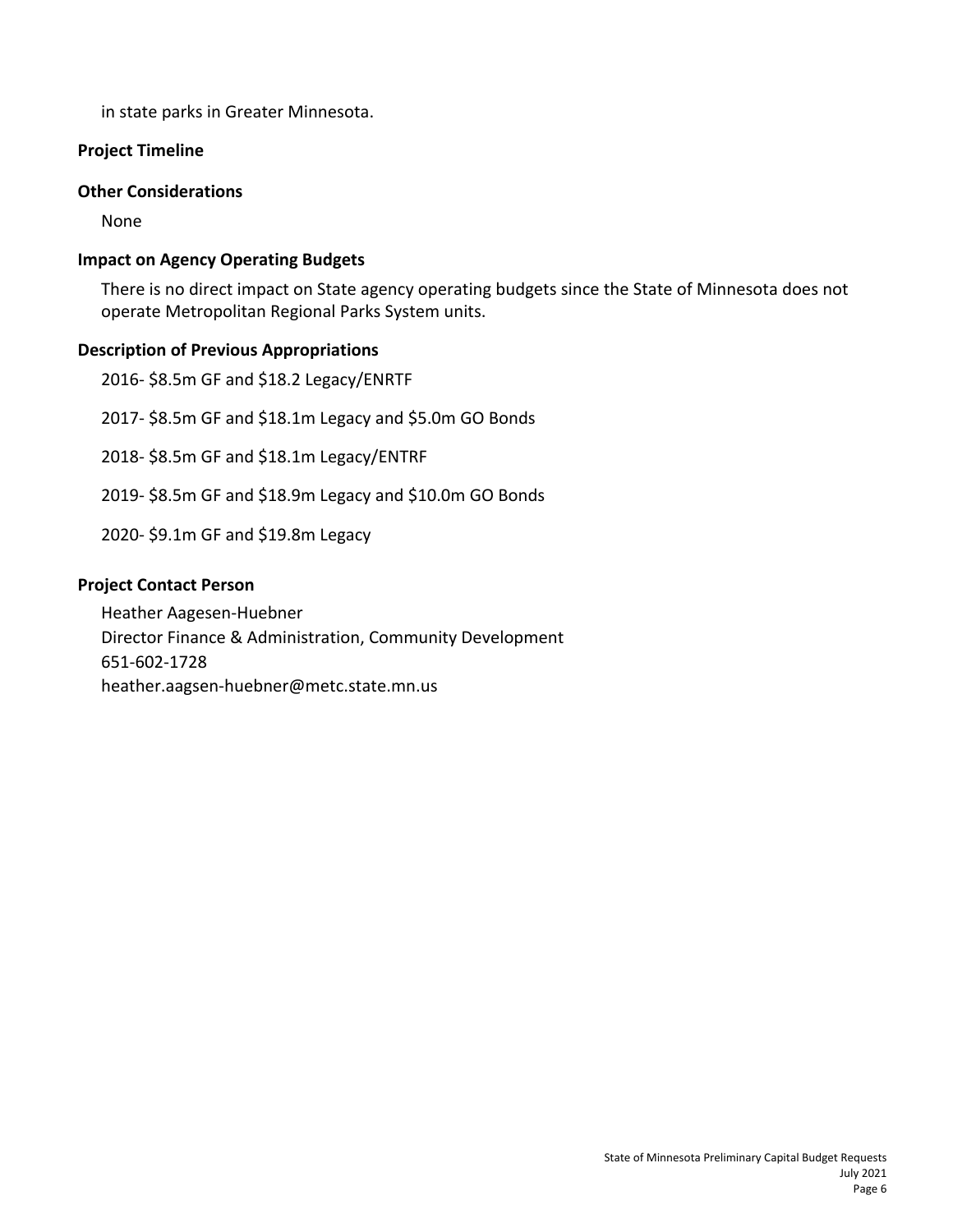in state parks in Greater Minnesota.

### Project Timeline

### Other Considerations

None

### Impact on Agency Operating Budgets

There is no direct impact on State agency operating budgets since the State of Minnesota does not operate Metropolitan Regional Parks System units.

### Description of Previous Appropriations

2016- $8.5m GF and $18.2 Legacy/ENRTF

2017- $8.5m GF and $18.1m Legacy and $5.0m GO Bonds

2018- $8.5m GF and $18.1m Legacy/ENTRF

2019- $8.5m GF and $18.9m Legacy and $10.0m GO Bonds

2020- $9.1m GF and $19.8m Legacy

### Project Contact Person

Heather Aagesen-Huebner
Director Finance & Administration, Community Development
651-602-1728
heather.aagsen-huebner@metc.state.mn.us